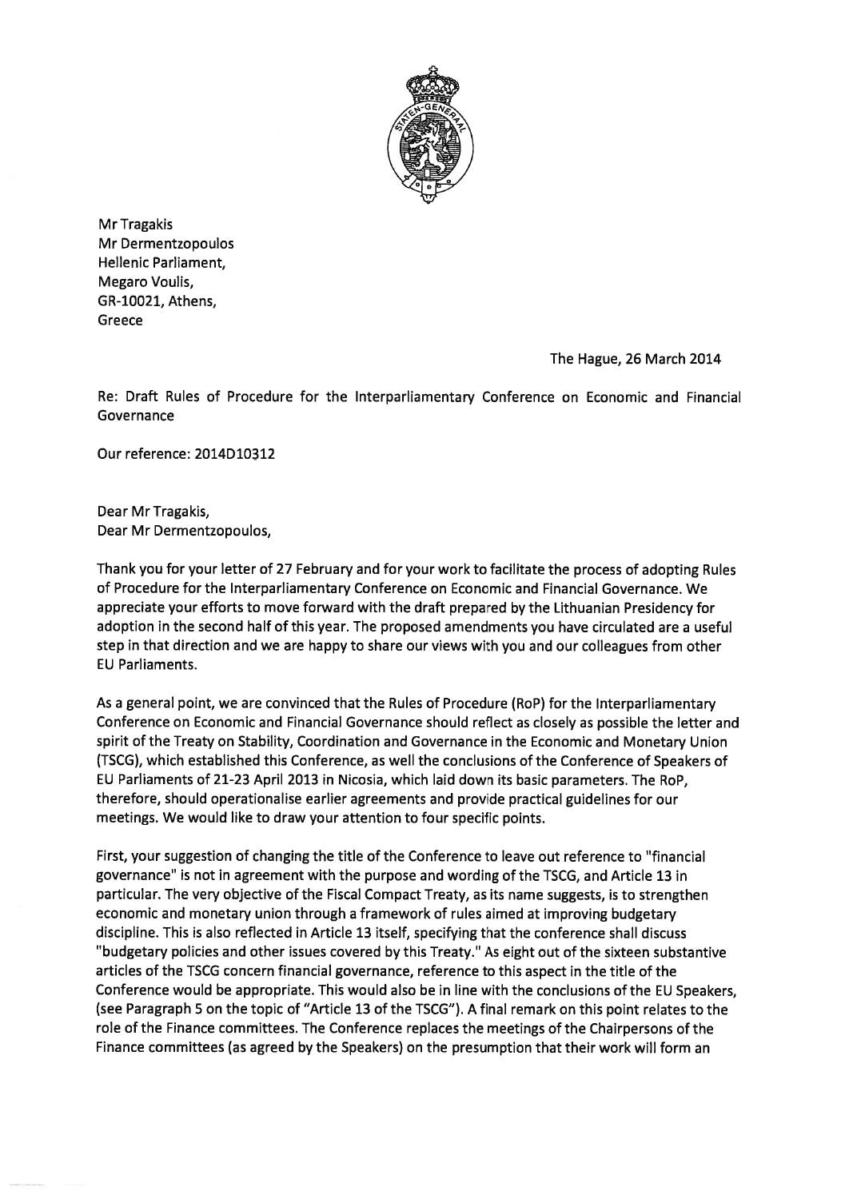Mr Tragakis
Mr Dermentzopoulos
Hellenic Parliament,
Megaro Voulis,
GR-10021, Athens,
Greece

The Hague, 26 March 2014

Re: Draft Rules of Procedure for the Interparliamentary Conference on Economic and Financial Governance

Our reference: 2014D10312

Dear Mr Tragakis,
Dear Mr Dermentzopoulos,

Thank you for your letter of 27 February and for your work to facilitate the process of adopting Rules of Procedure for the Interparliamentary Conference on Economic and Financial Governance. We appreciate your efforts to move forward with the draft prepared by the Lithuanian Presidency for adoption in the second half of this year. The proposed amendments you have circulated are a useful step in that direction and we are happy to share our views with you and our colleagues from other EU Parliaments.

As a general point, we are convinced that the Rules of Procedure (RoP) for the Interparliamentary Conference on Economic and Financial Governance should reflect as closely as possible the letter and spirit of the Treaty on Stability, Coordination and Governance in the Economic and Monetary Union (TSCG), which established this Conference, as well the conclusions of the Conference of Speakers of EU Parliaments of 21-23 April 2013 in Nicosia, which laid down its basic parameters. The RoP, therefore, should operationalise earlier agreements and provide practical guidelines for our meetings. We would like to draw your attention to four specific points.

First, your suggestion of changing the title of the Conference to leave out reference to "financial governance" is not in agreement with the purpose and wording of the TSCG, and Article 13 in particular. The very objective of the Fiscal Compact Treaty, as its name suggests, is to strengthen economic and monetary union through a framework of rules aimed at improving budgetary discipline. This is also reflected in Article 13 itself, specifying that the conference shall discuss "budgetary policies and other issues covered by this Treaty." As eight out of the sixteen substantive articles of the TSCG concern financial governance, reference to this aspect in the title of the Conference would be appropriate. This would also be in line with the conclusions of the EU Speakers, (see Paragraph 5 on the topic of "Article 13 of the TSCG"). A final remark on this point relates to the role of the Finance committees. The Conference replaces the meetings of the Chairpersons of the Finance committees (as agreed by the Speakers) on the presumption that their work will form an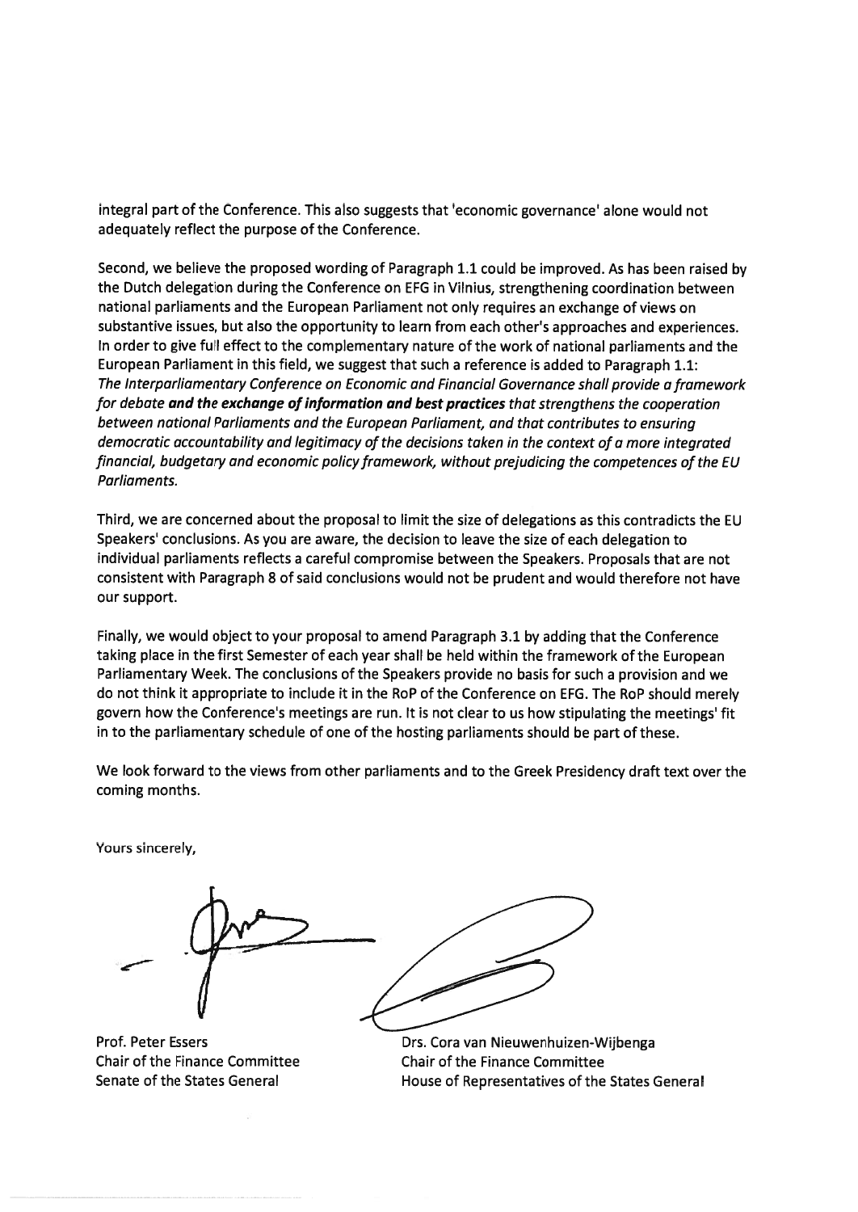integral part of the Conference. This also suggests that 'economic governance' alone would not adequately reflect the purpose of the Conference.

Second, we believe the proposed wording of Paragraph 1.1 could be improved. As has been raised by the Dutch delegation during the Conference on EFG in Vilnius, strengthening coordination between national parliaments and the European Parliament not only requires an exchange of views on substantive issues, but also the opportunity to learn from each other's approaches and experiences. In order to give full effect to the complementary nature of the work of national parliaments and the European Parliament in this field, we suggest that such a reference is added to Paragraph 1.1:
*The Interparliamentary Conference on Economic and Financial Governance shall provide a framework for debate* ***and the exchange of information and best practices*** *that strengthens the cooperation between national Parliaments and the European Parliament, and that contributes to ensuring democratic accountability and legitimacy of the decisions taken in the context of a more integrated financial, budgetary and economic policy framework, without prejudicing the competences of the EU Parliaments.*

Third, we are concerned about the proposal to limit the size of delegations as this contradicts the EU Speakers' conclusions. As you are aware, the decision to leave the size of each delegation to individual parliaments reflects a careful compromise between the Speakers. Proposals that are not consistent with Paragraph 8 of said conclusions would not be prudent and would therefore not have our support.

Finally, we would object to your proposal to amend Paragraph 3.1 by adding that the Conference taking place in the first Semester of each year shall be held within the framework of the European Parliamentary Week. The conclusions of the Speakers provide no basis for such a provision and we do not think it appropriate to include it in the RoP of the Conference on EFG. The RoP should merely govern how the Conference's meetings are run. It is not clear to us how stipulating the meetings' fit in to the parliamentary schedule of one of the hosting parliaments should be part of these.

We look forward to the views from other parliaments and to the Greek Presidency draft text over the coming months.

Yours sincerely,

Prof. Peter Essers
Chair of the Finance Committee
Senate of the States General

Drs. Cora van Nieuwenhuizen-Wijbenga
Chair of the Finance Committee
House of Representatives of the States General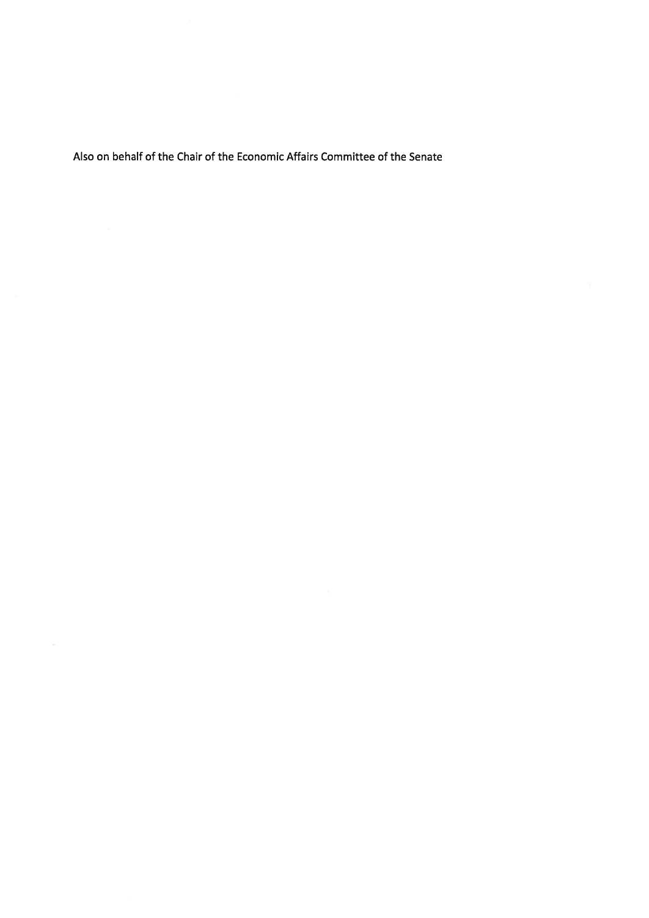Also on behalf of the Chair of the Economic Affairs Committee of the Senate